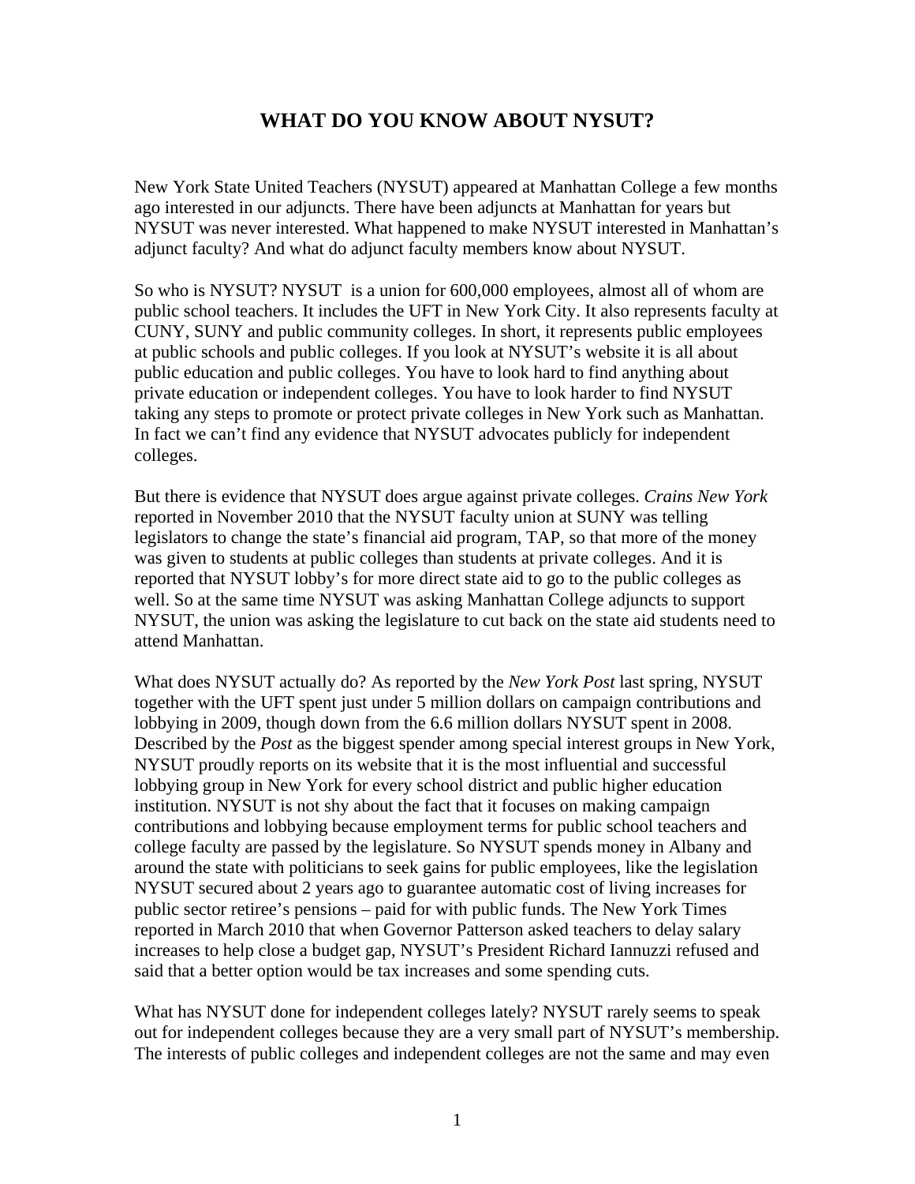# WHAT DO YOU KNOW ABOUT NYSUT?

New York State United Teachers (NYSUT) appeared at Manhattan College a few months ago interested in our adjuncts. There have been adjuncts at Manhattan for years but NYSUT was never interested. What happened to make NYSUT interested in Manhattan's adjunct faculty? And what do adjunct faculty members know about NYSUT.

So who is NYSUT? NYSUT is a union for 600,000 employees, almost all of whom are public school teachers. It includes the UFT in New York City. It also represents faculty at CUNY, SUNY and public community colleges. In short, it represents public employees at public schools and public colleges. If you look at NYSUT's website it is all about public education and public colleges. You have to look hard to find anything about private education or independent colleges. You have to look harder to find NYSUT taking any steps to promote or protect private colleges in New York such as Manhattan. In fact we can't find any evidence that NYSUT advocates publicly for independent colleges.

But there is evidence that NYSUT does argue against private colleges. *Crains New York* reported in November 2010 that the NYSUT faculty union at SUNY was telling legislators to change the state's financial aid program, TAP, so that more of the money was given to students at public colleges than students at private colleges. And it is reported that NYSUT lobby's for more direct state aid to go to the public colleges as well. So at the same time NYSUT was asking Manhattan College adjuncts to support NYSUT, the union was asking the legislature to cut back on the state aid students need to attend Manhattan.

What does NYSUT actually do? As reported by the *New York Post* last spring, NYSUT together with the UFT spent just under 5 million dollars on campaign contributions and lobbying in 2009, though down from the 6.6 million dollars NYSUT spent in 2008. Described by the *Post* as the biggest spender among special interest groups in New York, NYSUT proudly reports on its website that it is the most influential and successful lobbying group in New York for every school district and public higher education institution. NYSUT is not shy about the fact that it focuses on making campaign contributions and lobbying because employment terms for public school teachers and college faculty are passed by the legislature. So NYSUT spends money in Albany and around the state with politicians to seek gains for public employees, like the legislation NYSUT secured about 2 years ago to guarantee automatic cost of living increases for public sector retiree's pensions – paid for with public funds. The New York Times reported in March 2010 that when Governor Patterson asked teachers to delay salary increases to help close a budget gap, NYSUT's President Richard Iannuzzi refused and said that a better option would be tax increases and some spending cuts.

What has NYSUT done for independent colleges lately? NYSUT rarely seems to speak out for independent colleges because they are a very small part of NYSUT's membership. The interests of public colleges and independent colleges are not the same and may even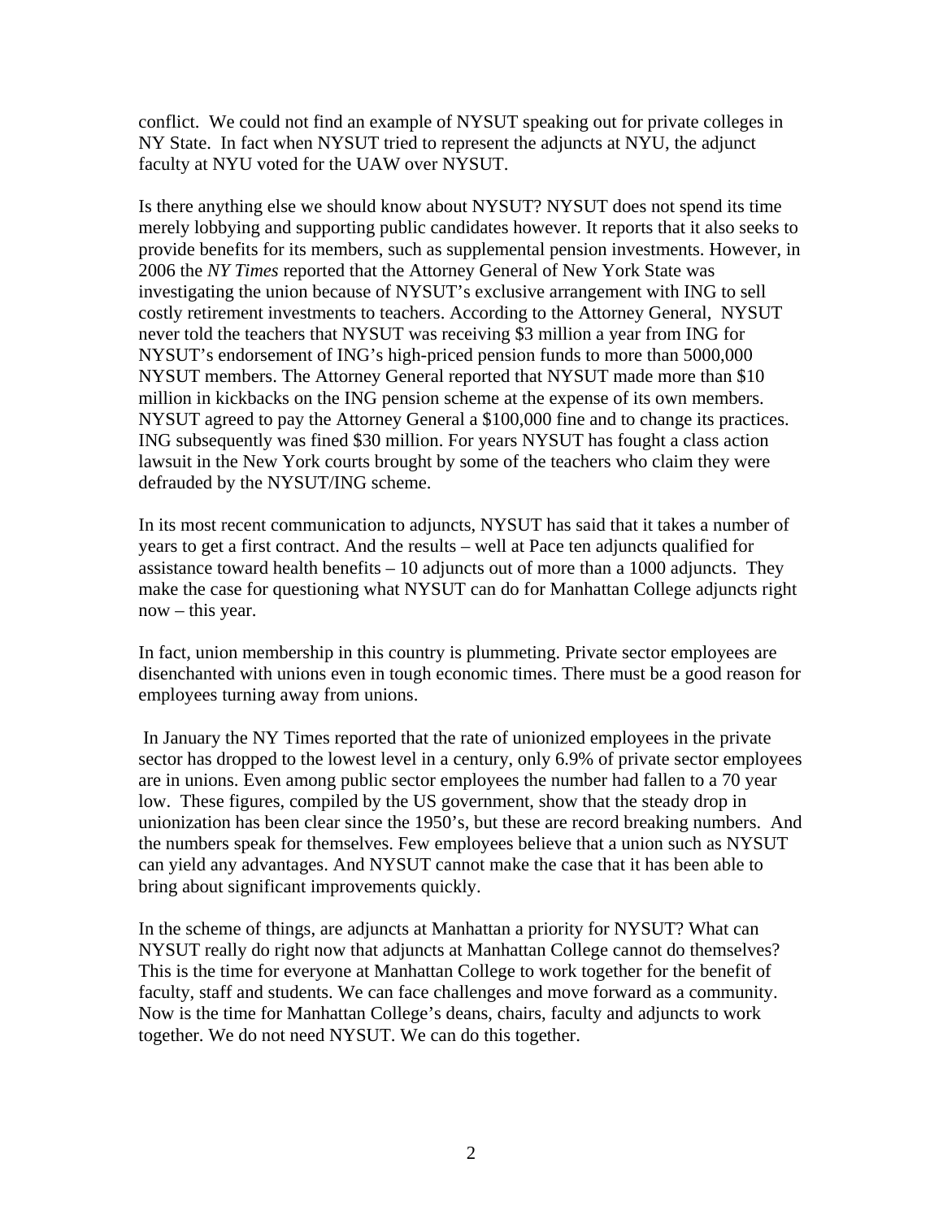conflict. We could not find an example of NYSUT speaking out for private colleges in NY State. In fact when NYSUT tried to represent the adjuncts at NYU, the adjunct faculty at NYU voted for the UAW over NYSUT.

Is there anything else we should know about NYSUT? NYSUT does not spend its time merely lobbying and supporting public candidates however. It reports that it also seeks to provide benefits for its members, such as supplemental pension investments. However, in 2006 the *NY Times* reported that the Attorney General of New York State was investigating the union because of NYSUT's exclusive arrangement with ING to sell costly retirement investments to teachers. According to the Attorney General, NYSUT never told the teachers that NYSUT was receiving $3 million a year from ING for NYSUT's endorsement of ING's high-priced pension funds to more than 5000,000 NYSUT members. The Attorney General reported that NYSUT made more than $10 million in kickbacks on the ING pension scheme at the expense of its own members. NYSUT agreed to pay the Attorney General a $100,000 fine and to change its practices. ING subsequently was fined $30 million. For years NYSUT has fought a class action lawsuit in the New York courts brought by some of the teachers who claim they were defrauded by the NYSUT/ING scheme.

In its most recent communication to adjuncts, NYSUT has said that it takes a number of years to get a first contract. And the results – well at Pace ten adjuncts qualified for assistance toward health benefits – 10 adjuncts out of more than a 1000 adjuncts. They make the case for questioning what NYSUT can do for Manhattan College adjuncts right now – this year.

In fact, union membership in this country is plummeting. Private sector employees are disenchanted with unions even in tough economic times. There must be a good reason for employees turning away from unions.

In January the NY Times reported that the rate of unionized employees in the private sector has dropped to the lowest level in a century, only 6.9% of private sector employees are in unions. Even among public sector employees the number had fallen to a 70 year low. These figures, compiled by the US government, show that the steady drop in unionization has been clear since the 1950's, but these are record breaking numbers. And the numbers speak for themselves. Few employees believe that a union such as NYSUT can yield any advantages. And NYSUT cannot make the case that it has been able to bring about significant improvements quickly.

In the scheme of things, are adjuncts at Manhattan a priority for NYSUT? What can NYSUT really do right now that adjuncts at Manhattan College cannot do themselves? This is the time for everyone at Manhattan College to work together for the benefit of faculty, staff and students. We can face challenges and move forward as a community. Now is the time for Manhattan College's deans, chairs, faculty and adjuncts to work together. We do not need NYSUT. We can do this together.